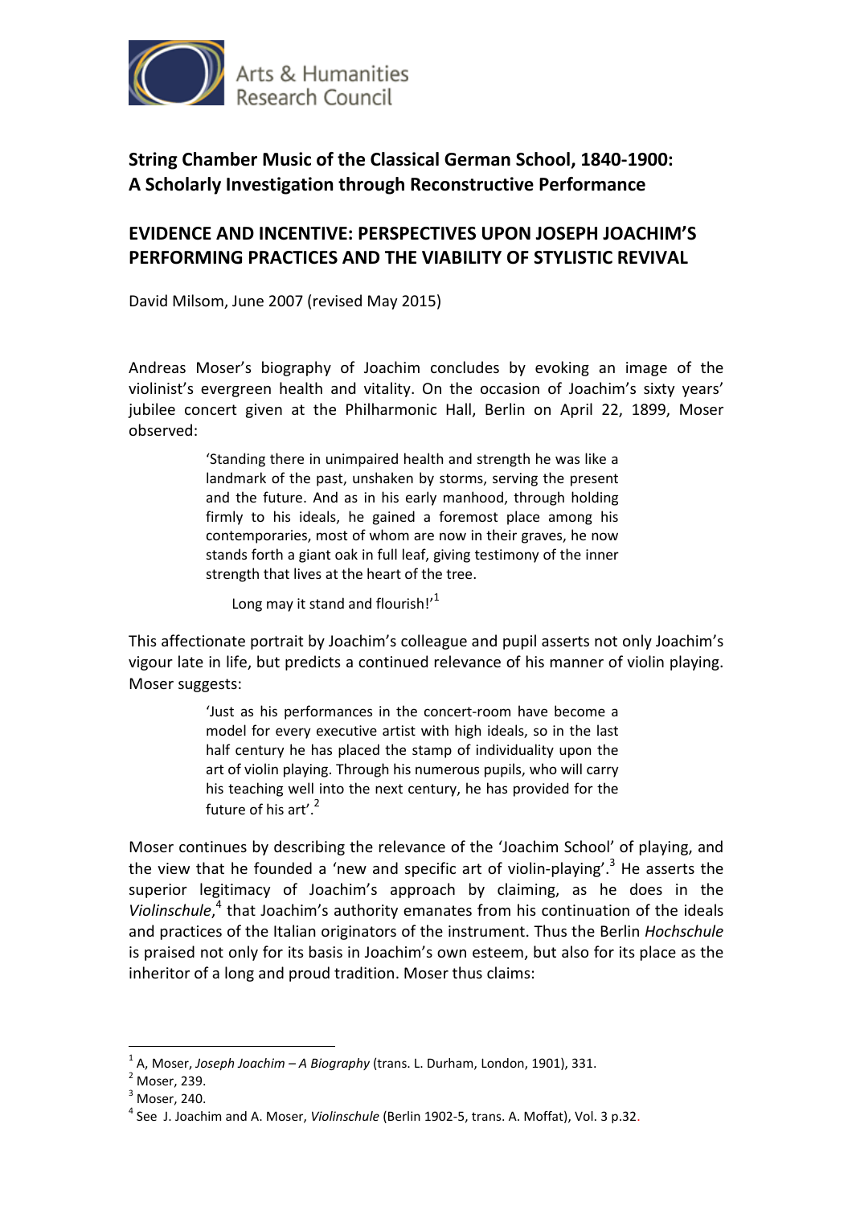Arts & Humanities Research Council

**String Chamber Music of the Classical German School, 1840-1900: A Scholarly Investigation through Reconstructive Performance**

# EVIDENCE AND INCENTIVE: PERSPECTIVES UPON JOSEPH JOACHIM'S PERFORMING PRACTICES AND THE VIABILITY OF STYLISTIC REVIVAL

David Milsom, June 2007 (revised May 2015)

Andreas Moser's biography of Joachim concludes by evoking an image of the violinist's evergreen health and vitality. On the occasion of Joachim's sixty years' jubilee concert given at the Philharmonic Hall, Berlin on April 22, 1899, Moser observed:

> 'Standing there in unimpaired health and strength he was like a landmark of the past, unshaken by storms, serving the present and the future. And as in his early manhood, through holding firmly to his ideals, he gained a foremost place among his contemporaries, most of whom are now in their graves, he now stands forth a giant oak in full leaf, giving testimony of the inner strength that lives at the heart of the tree.
>
> Long may it stand and flourish!'[1]

This affectionate portrait by Joachim's colleague and pupil asserts not only Joachim's vigour late in life, but predicts a continued relevance of his manner of violin playing. Moser suggests:

> 'Just as his performances in the concert-room have become a model for every executive artist with high ideals, so in the last half century he has placed the stamp of individuality upon the art of violin playing. Through his numerous pupils, who will carry his teaching well into the next century, he has provided for the future of his art'.[2]

Moser continues by describing the relevance of the 'Joachim School' of playing, and the view that he founded a 'new and specific art of violin-playing'.[3] He asserts the superior legitimacy of Joachim's approach by claiming, as he does in the *Violinschule*,[4] that Joachim's authority emanates from his continuation of the ideals and practices of the Italian originators of the instrument. Thus the Berlin *Hochschule* is praised not only for its basis in Joachim's own esteem, but also for its place as the inheritor of a long and proud tradition. Moser thus claims:

---

[1] A, Moser, *Joseph Joachim – A Biography* (trans. L. Durham, London, 1901), 331.

[2] Moser, 239.

[3] Moser, 240.

[4] See J. Joachim and A. Moser, *Violinschule* (Berlin 1902-5, trans. A. Moffat), Vol. 3 p.32.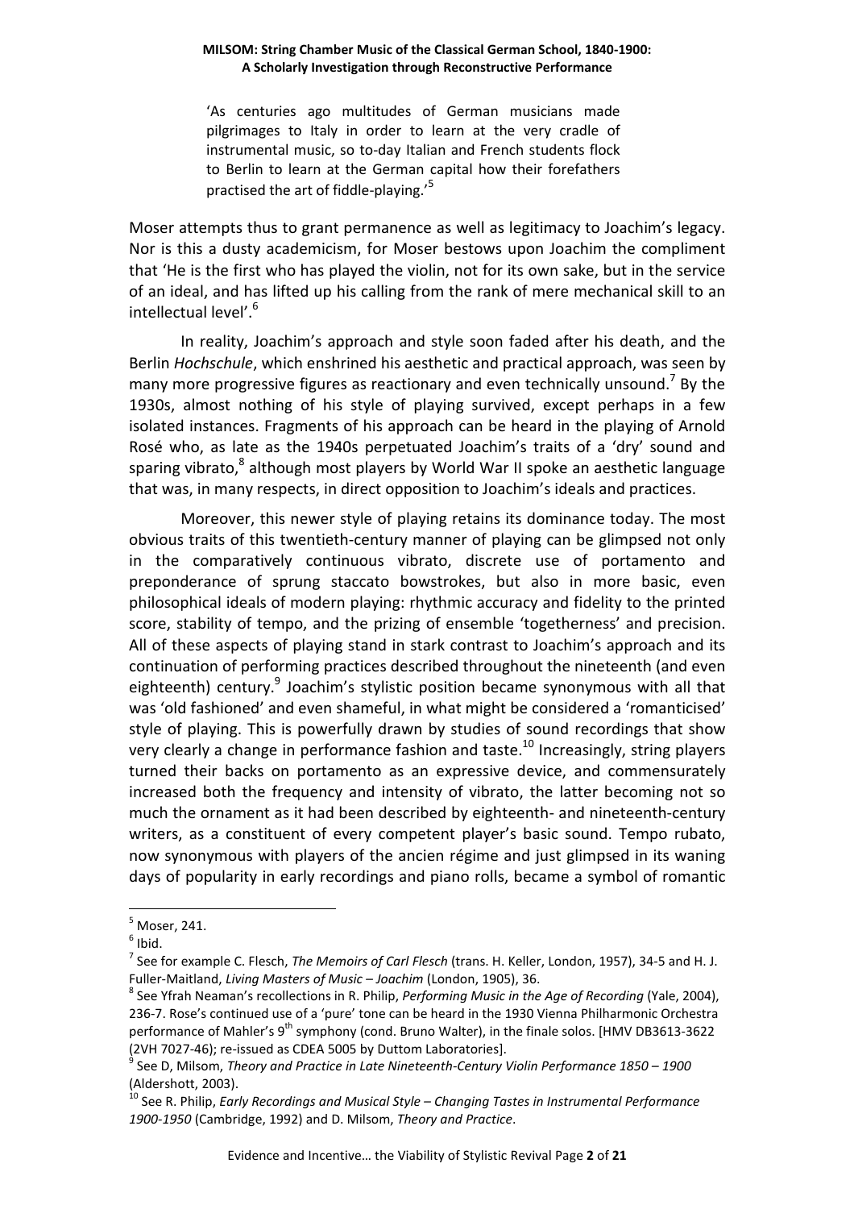> 'As centuries ago multitudes of German musicians made pilgrimages to Italy in order to learn at the very cradle of instrumental music, so to-day Italian and French students flock to Berlin to learn at the German capital how their forefathers practised the art of fiddle-playing.'[5]

Moser attempts thus to grant permanence as well as legitimacy to Joachim's legacy. Nor is this a dusty academicism, for Moser bestows upon Joachim the compliment that 'He is the first who has played the violin, not for its own sake, but in the service of an ideal, and has lifted up his calling from the rank of mere mechanical skill to an intellectual level'.[6]

In reality, Joachim's approach and style soon faded after his death, and the Berlin *Hochschule*, which enshrined his aesthetic and practical approach, was seen by many more progressive figures as reactionary and even technically unsound.[7] By the 1930s, almost nothing of his style of playing survived, except perhaps in a few isolated instances. Fragments of his approach can be heard in the playing of Arnold Rosé who, as late as the 1940s perpetuated Joachim's traits of a 'dry' sound and sparing vibrato,[8] although most players by World War II spoke an aesthetic language that was, in many respects, in direct opposition to Joachim's ideals and practices.

Moreover, this newer style of playing retains its dominance today. The most obvious traits of this twentieth-century manner of playing can be glimpsed not only in the comparatively continuous vibrato, discrete use of portamento and preponderance of sprung staccato bowstrokes, but also in more basic, even philosophical ideals of modern playing: rhythmic accuracy and fidelity to the printed score, stability of tempo, and the prizing of ensemble 'togetherness' and precision. All of these aspects of playing stand in stark contrast to Joachim's approach and its continuation of performing practices described throughout the nineteenth (and even eighteenth) century.[9] Joachim's stylistic position became synonymous with all that was 'old fashioned' and even shameful, in what might be considered a 'romanticised' style of playing. This is powerfully drawn by studies of sound recordings that show very clearly a change in performance fashion and taste.[10] Increasingly, string players turned their backs on portamento as an expressive device, and commensurately increased both the frequency and intensity of vibrato, the latter becoming not so much the ornament as it had been described by eighteenth- and nineteenth-century writers, as a constituent of every competent player's basic sound. Tempo rubato, now synonymous with players of the ancien régime and just glimpsed in its waning days of popularity in early recordings and piano rolls, became a symbol of romantic

---

[5] Moser, 241.

[6] Ibid.

[7] See for example C. Flesch, *The Memoirs of Carl Flesch* (trans. H. Keller, London, 1957), 34-5 and H. J. Fuller-Maitland, *Living Masters of Music – Joachim* (London, 1905), 36.

[8] See Yfrah Neaman's recollections in R. Philip, *Performing Music in the Age of Recording* (Yale, 2004), 236-7. Rose's continued use of a 'pure' tone can be heard in the 1930 Vienna Philharmonic Orchestra performance of Mahler's 9th symphony (cond. Bruno Walter), in the finale solos. [HMV DB3613-3622 (2VH 7027-46); re-issued as CDEA 5005 by Duttom Laboratories].

[9] See D, Milsom, *Theory and Practice in Late Nineteenth-Century Violin Performance 1850 – 1900* (Aldershott, 2003).

[10] See R. Philip, *Early Recordings and Musical Style – Changing Tastes in Instrumental Performance 1900-1950* (Cambridge, 1992) and D. Milsom, *Theory and Practice*.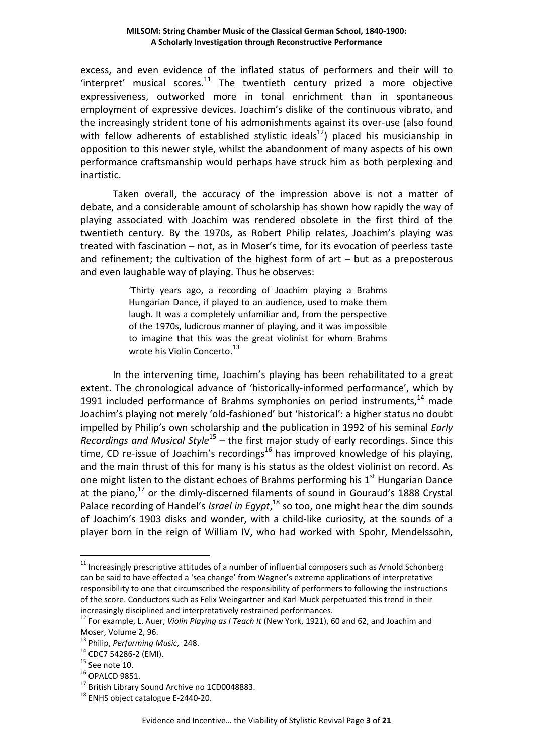excess, and even evidence of the inflated status of performers and their will to 'interpret' musical scores.[11] The twentieth century prized a more objective expressiveness, outworked more in tonal enrichment than in spontaneous employment of expressive devices. Joachim's dislike of the continuous vibrato, and the increasingly strident tone of his admonishments against its over-use (also found with fellow adherents of established stylistic ideals[12]) placed his musicianship in opposition to this newer style, whilst the abandonment of many aspects of his own performance craftsmanship would perhaps have struck him as both perplexing and inartistic.

Taken overall, the accuracy of the impression above is not a matter of debate, and a considerable amount of scholarship has shown how rapidly the way of playing associated with Joachim was rendered obsolete in the first third of the twentieth century. By the 1970s, as Robert Philip relates, Joachim's playing was treated with fascination – not, as in Moser's time, for its evocation of peerless taste and refinement; the cultivation of the highest form of art – but as a preposterous and even laughable way of playing. Thus he observes:

> 'Thirty years ago, a recording of Joachim playing a Brahms Hungarian Dance, if played to an audience, used to make them laugh. It was a completely unfamiliar and, from the perspective of the 1970s, ludicrous manner of playing, and it was impossible to imagine that this was the great violinist for whom Brahms wrote his Violin Concerto.[13]

In the intervening time, Joachim's playing has been rehabilitated to a great extent. The chronological advance of 'historically-informed performance', which by 1991 included performance of Brahms symphonies on period instruments,[14] made Joachim's playing not merely 'old-fashioned' but 'historical': a higher status no doubt impelled by Philip's own scholarship and the publication in 1992 of his seminal *Early Recordings and Musical Style*[15] – the first major study of early recordings. Since this time, CD re-issue of Joachim's recordings[16] has improved knowledge of his playing, and the main thrust of this for many is his status as the oldest violinist on record. As one might listen to the distant echoes of Brahms performing his 1st Hungarian Dance at the piano,[17] or the dimly-discerned filaments of sound in Gouraud's 1888 Crystal Palace recording of Handel's *Israel in Egypt*,[18] so too, one might hear the dim sounds of Joachim's 1903 disks and wonder, with a child-like curiosity, at the sounds of a player born in the reign of William IV, who had worked with Spohr, Mendelssohn,

---

[11] Increasingly prescriptive attitudes of a number of influential composers such as Arnold Schonberg can be said to have effected a 'sea change' from Wagner's extreme applications of interpretative responsibility to one that circumscribed the responsibility of performers to following the instructions of the score. Conductors such as Felix Weingartner and Karl Muck perpetuated this trend in their increasingly disciplined and interpretatively restrained performances.

[12] For example, L. Auer, *Violin Playing as I Teach It* (New York, 1921), 60 and 62, and Joachim and Moser, Volume 2, 96.

[13] Philip, *Performing Music*, 248.

[14] CDC7 54286-2 (EMI).

[15] See note 10.

[16] OPALCD 9851.

[17] British Library Sound Archive no 1CD0048883.

[18] ENHS object catalogue E-2440-20.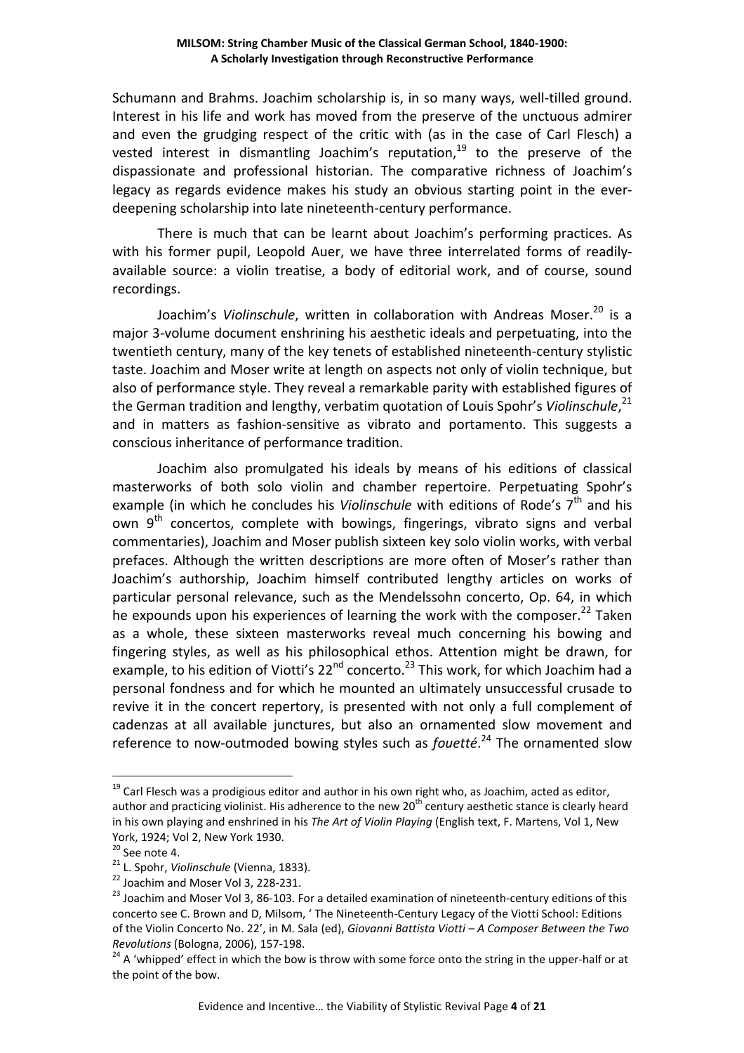Schumann and Brahms. Joachim scholarship is, in so many ways, well-tilled ground. Interest in his life and work has moved from the preserve of the unctuous admirer and even the grudging respect of the critic with (as in the case of Carl Flesch) a vested interest in dismantling Joachim's reputation,[19] to the preserve of the dispassionate and professional historian. The comparative richness of Joachim's legacy as regards evidence makes his study an obvious starting point in the ever-deepening scholarship into late nineteenth-century performance.

There is much that can be learnt about Joachim's performing practices. As with his former pupil, Leopold Auer, we have three interrelated forms of readily-available source: a violin treatise, a body of editorial work, and of course, sound recordings.

Joachim's *Violinschule*, written in collaboration with Andreas Moser.[20] is a major 3-volume document enshrining his aesthetic ideals and perpetuating, into the twentieth century, many of the key tenets of established nineteenth-century stylistic taste. Joachim and Moser write at length on aspects not only of violin technique, but also of performance style. They reveal a remarkable parity with established figures of the German tradition and lengthy, verbatim quotation of Louis Spohr's *Violinschule*,[21] and in matters as fashion-sensitive as vibrato and portamento. This suggests a conscious inheritance of performance tradition.

Joachim also promulgated his ideals by means of his editions of classical masterworks of both solo violin and chamber repertoire. Perpetuating Spohr's example (in which he concludes his *Violinschule* with editions of Rode's 7th and his own 9th concertos, complete with bowings, fingerings, vibrato signs and verbal commentaries), Joachim and Moser publish sixteen key solo violin works, with verbal prefaces. Although the written descriptions are more often of Moser's rather than Joachim's authorship, Joachim himself contributed lengthy articles on works of particular personal relevance, such as the Mendelssohn concerto, Op. 64, in which he expounds upon his experiences of learning the work with the composer.[22] Taken as a whole, these sixteen masterworks reveal much concerning his bowing and fingering styles, as well as his philosophical ethos. Attention might be drawn, for example, to his edition of Viotti's 22nd concerto.[23] This work, for which Joachim had a personal fondness and for which he mounted an ultimately unsuccessful crusade to revive it in the concert repertory, is presented with not only a full complement of cadenzas at all available junctures, but also an ornamented slow movement and reference to now-outmoded bowing styles such as *fouetté*.[24] The ornamented slow

---

[19] Carl Flesch was a prodigious editor and author in his own right who, as Joachim, acted as editor, author and practicing violinist. His adherence to the new 20th century aesthetic stance is clearly heard in his own playing and enshrined in his *The Art of Violin Playing* (English text, F. Martens, Vol 1, New York, 1924; Vol 2, New York 1930.

[20] See note 4.

[21] L. Spohr, *Violinschule* (Vienna, 1833).

[22] Joachim and Moser Vol 3, 228-231.

[23] Joachim and Moser Vol 3, 86-103. For a detailed examination of nineteenth-century editions of this concerto see C. Brown and D, Milsom, ' The Nineteenth-Century Legacy of the Viotti School: Editions of the Violin Concerto No. 22', in M. Sala (ed), *Giovanni Battista Viotti – A Composer Between the Two Revolutions* (Bologna, 2006), 157-198.

[24] A 'whipped' effect in which the bow is throw with some force onto the string in the upper-half or at the point of the bow.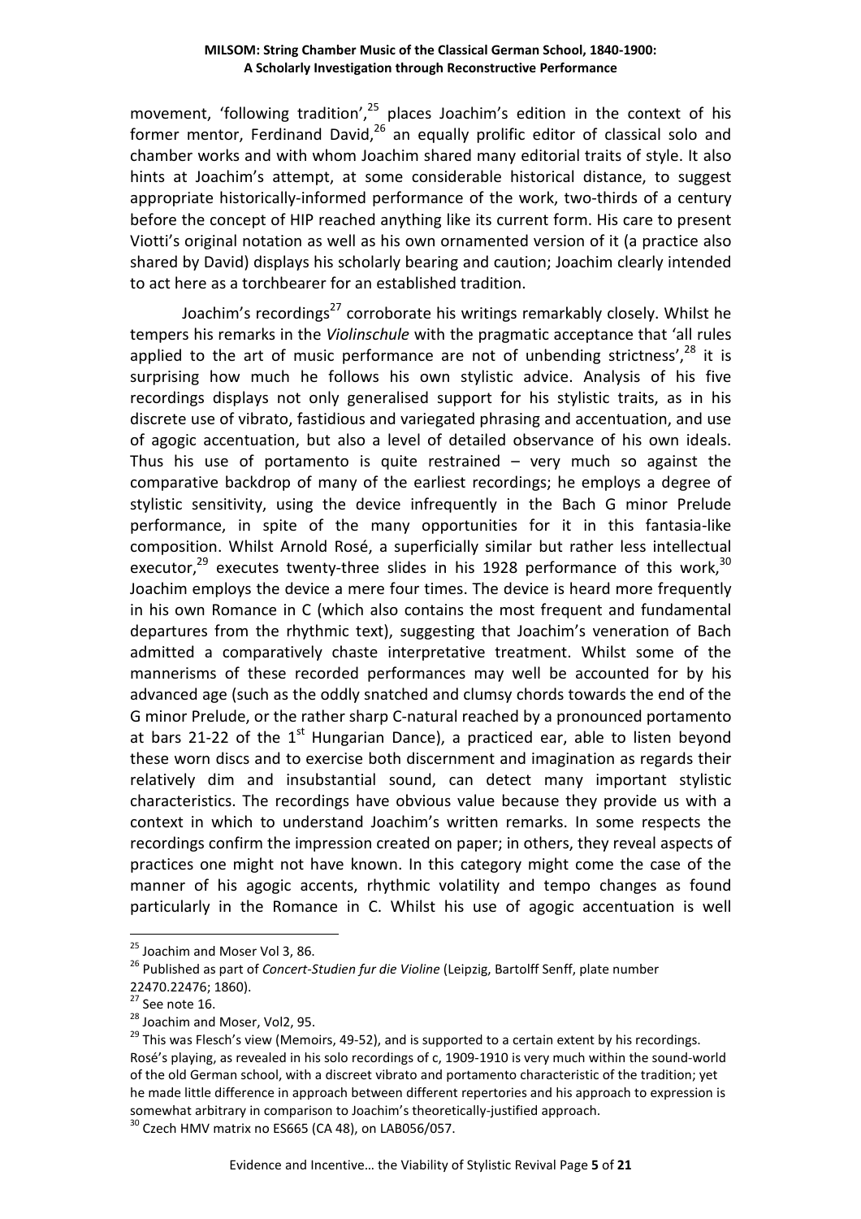movement, 'following tradition',[25] places Joachim's edition in the context of his former mentor, Ferdinand David,[26] an equally prolific editor of classical solo and chamber works and with whom Joachim shared many editorial traits of style. It also hints at Joachim's attempt, at some considerable historical distance, to suggest appropriate historically-informed performance of the work, two-thirds of a century before the concept of HIP reached anything like its current form. His care to present Viotti's original notation as well as his own ornamented version of it (a practice also shared by David) displays his scholarly bearing and caution; Joachim clearly intended to act here as a torchbearer for an established tradition.

Joachim's recordings[27] corroborate his writings remarkably closely. Whilst he tempers his remarks in the *Violinschule* with the pragmatic acceptance that 'all rules applied to the art of music performance are not of unbending strictness',[28] it is surprising how much he follows his own stylistic advice. Analysis of his five recordings displays not only generalised support for his stylistic traits, as in his discrete use of vibrato, fastidious and variegated phrasing and accentuation, and use of agogic accentuation, but also a level of detailed observance of his own ideals. Thus his use of portamento is quite restrained – very much so against the comparative backdrop of many of the earliest recordings; he employs a degree of stylistic sensitivity, using the device infrequently in the Bach G minor Prelude performance, in spite of the many opportunities for it in this fantasia-like composition. Whilst Arnold Rosé, a superficially similar but rather less intellectual executor,[29] executes twenty-three slides in his 1928 performance of this work,[30] Joachim employs the device a mere four times. The device is heard more frequently in his own Romance in C (which also contains the most frequent and fundamental departures from the rhythmic text), suggesting that Joachim's veneration of Bach admitted a comparatively chaste interpretative treatment. Whilst some of the mannerisms of these recorded performances may well be accounted for by his advanced age (such as the oddly snatched and clumsy chords towards the end of the G minor Prelude, or the rather sharp C-natural reached by a pronounced portamento at bars 21-22 of the 1st Hungarian Dance), a practiced ear, able to listen beyond these worn discs and to exercise both discernment and imagination as regards their relatively dim and insubstantial sound, can detect many important stylistic characteristics. The recordings have obvious value because they provide us with a context in which to understand Joachim's written remarks. In some respects the recordings confirm the impression created on paper; in others, they reveal aspects of practices one might not have known. In this category might come the case of the manner of his agogic accents, rhythmic volatility and tempo changes as found particularly in the Romance in C. Whilst his use of agogic accentuation is well

---

[25] Joachim and Moser Vol 3, 86.

[26] Published as part of *Concert-Studien fur die Violine* (Leipzig, Bartolff Senff, plate number 22470.22476; 1860).

[27] See note 16.

[28] Joachim and Moser, Vol2, 95.

[29] This was Flesch's view (Memoirs, 49-52), and is supported to a certain extent by his recordings. Rosé's playing, as revealed in his solo recordings of c, 1909-1910 is very much within the sound-world of the old German school, with a discreet vibrato and portamento characteristic of the tradition; yet he made little difference in approach between different repertories and his approach to expression is somewhat arbitrary in comparison to Joachim's theoretically-justified approach.

[30] Czech HMV matrix no ES665 (CA 48), on LAB056/057.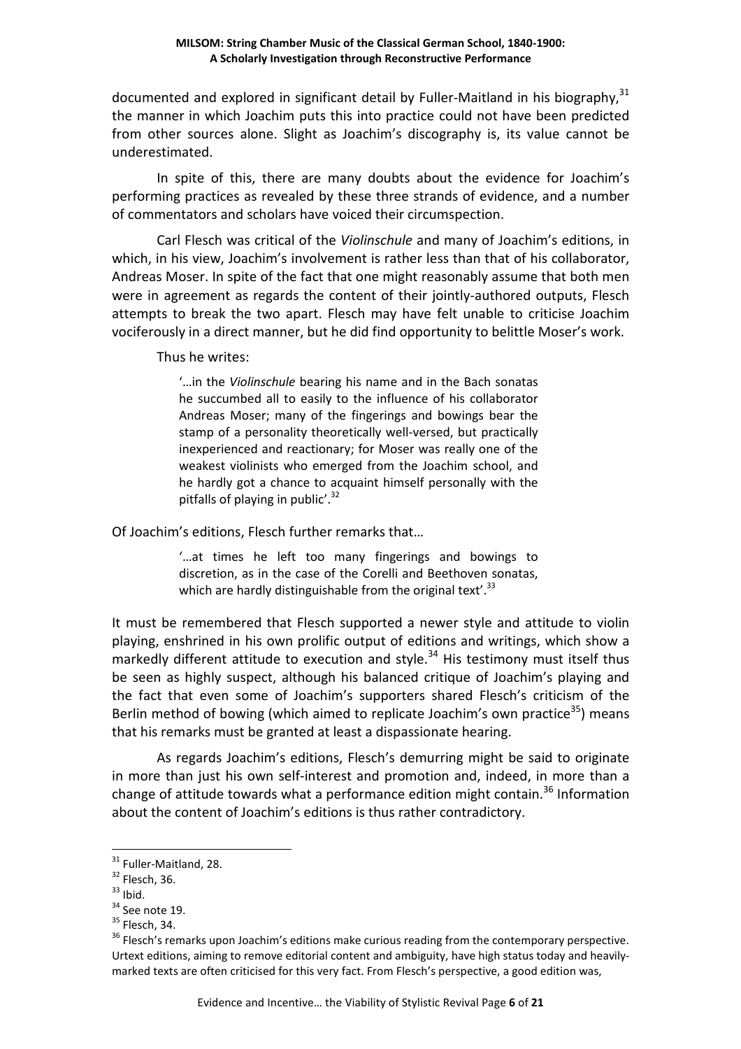documented and explored in significant detail by Fuller-Maitland in his biography,[31] the manner in which Joachim puts this into practice could not have been predicted from other sources alone. Slight as Joachim's discography is, its value cannot be underestimated.

In spite of this, there are many doubts about the evidence for Joachim's performing practices as revealed by these three strands of evidence, and a number of commentators and scholars have voiced their circumspection.

Carl Flesch was critical of the *Violinschule* and many of Joachim's editions, in which, in his view, Joachim's involvement is rather less than that of his collaborator, Andreas Moser. In spite of the fact that one might reasonably assume that both men were in agreement as regards the content of their jointly-authored outputs, Flesch attempts to break the two apart. Flesch may have felt unable to criticise Joachim vociferously in a direct manner, but he did find opportunity to belittle Moser's work.

Thus he writes:

> '…in the *Violinschule* bearing his name and in the Bach sonatas he succumbed all to easily to the influence of his collaborator Andreas Moser; many of the fingerings and bowings bear the stamp of a personality theoretically well-versed, but practically inexperienced and reactionary; for Moser was really one of the weakest violinists who emerged from the Joachim school, and he hardly got a chance to acquaint himself personally with the pitfalls of playing in public'.[32]

Of Joachim's editions, Flesch further remarks that…

> '…at times he left too many fingerings and bowings to discretion, as in the case of the Corelli and Beethoven sonatas, which are hardly distinguishable from the original text'.[33]

It must be remembered that Flesch supported a newer style and attitude to violin playing, enshrined in his own prolific output of editions and writings, which show a markedly different attitude to execution and style.[34] His testimony must itself thus be seen as highly suspect, although his balanced critique of Joachim's playing and the fact that even some of Joachim's supporters shared Flesch's criticism of the Berlin method of bowing (which aimed to replicate Joachim's own practice[35]) means that his remarks must be granted at least a dispassionate hearing.

As regards Joachim's editions, Flesch's demurring might be said to originate in more than just his own self-interest and promotion and, indeed, in more than a change of attitude towards what a performance edition might contain.[36] Information about the content of Joachim's editions is thus rather contradictory.

---

[31] Fuller-Maitland, 28.

[32] Flesch, 36.

[33] Ibid.

[34] See note 19.

[35] Flesch, 34.

[36] Flesch's remarks upon Joachim's editions make curious reading from the contemporary perspective. Urtext editions, aiming to remove editorial content and ambiguity, have high status today and heavily-marked texts are often criticised for this very fact. From Flesch's perspective, a good edition was,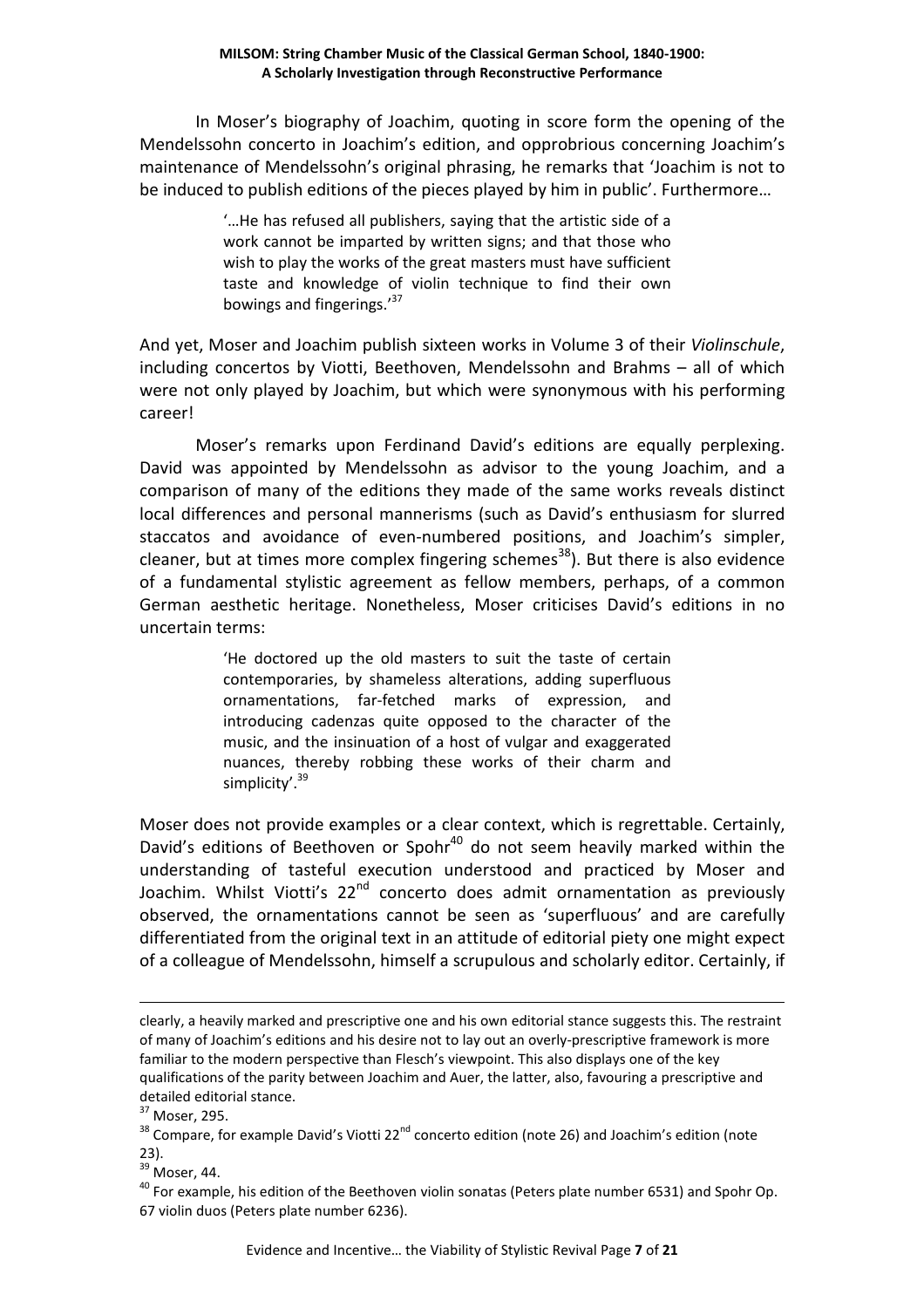In Moser's biography of Joachim, quoting in score form the opening of the Mendelssohn concerto in Joachim's edition, and opprobrious concerning Joachim's maintenance of Mendelssohn's original phrasing, he remarks that 'Joachim is not to be induced to publish editions of the pieces played by him in public'. Furthermore…

> '…He has refused all publishers, saying that the artistic side of a work cannot be imparted by written signs; and that those who wish to play the works of the great masters must have sufficient taste and knowledge of violin technique to find their own bowings and fingerings.'[37]

And yet, Moser and Joachim publish sixteen works in Volume 3 of their *Violinschule*, including concertos by Viotti, Beethoven, Mendelssohn and Brahms – all of which were not only played by Joachim, but which were synonymous with his performing career!

Moser's remarks upon Ferdinand David's editions are equally perplexing. David was appointed by Mendelssohn as advisor to the young Joachim, and a comparison of many of the editions they made of the same works reveals distinct local differences and personal mannerisms (such as David's enthusiasm for slurred staccatos and avoidance of even-numbered positions, and Joachim's simpler, cleaner, but at times more complex fingering schemes[38]). But there is also evidence of a fundamental stylistic agreement as fellow members, perhaps, of a common German aesthetic heritage. Nonetheless, Moser criticises David's editions in no uncertain terms:

> 'He doctored up the old masters to suit the taste of certain contemporaries, by shameless alterations, adding superfluous ornamentations, far-fetched marks of expression, and introducing cadenzas quite opposed to the character of the music, and the insinuation of a host of vulgar and exaggerated nuances, thereby robbing these works of their charm and simplicity'.[39]

Moser does not provide examples or a clear context, which is regrettable. Certainly, David's editions of Beethoven or Spohr[40] do not seem heavily marked within the understanding of tasteful execution understood and practiced by Moser and Joachim. Whilst Viotti's 22nd concerto does admit ornamentation as previously observed, the ornamentations cannot be seen as 'superfluous' and are carefully differentiated from the original text in an attitude of editorial piety one might expect of a colleague of Mendelssohn, himself a scrupulous and scholarly editor. Certainly, if

---

clearly, a heavily marked and prescriptive one and his own editorial stance suggests this. The restraint of many of Joachim's editions and his desire not to lay out an overly-prescriptive framework is more familiar to the modern perspective than Flesch's viewpoint. This also displays one of the key qualifications of the parity between Joachim and Auer, the latter, also, favouring a prescriptive and detailed editorial stance.

[37] Moser, 295.

[38] Compare, for example David's Viotti 22nd concerto edition (note 26) and Joachim's edition (note 23).

[39] Moser, 44.

[40] For example, his edition of the Beethoven violin sonatas (Peters plate number 6531) and Spohr Op. 67 violin duos (Peters plate number 6236).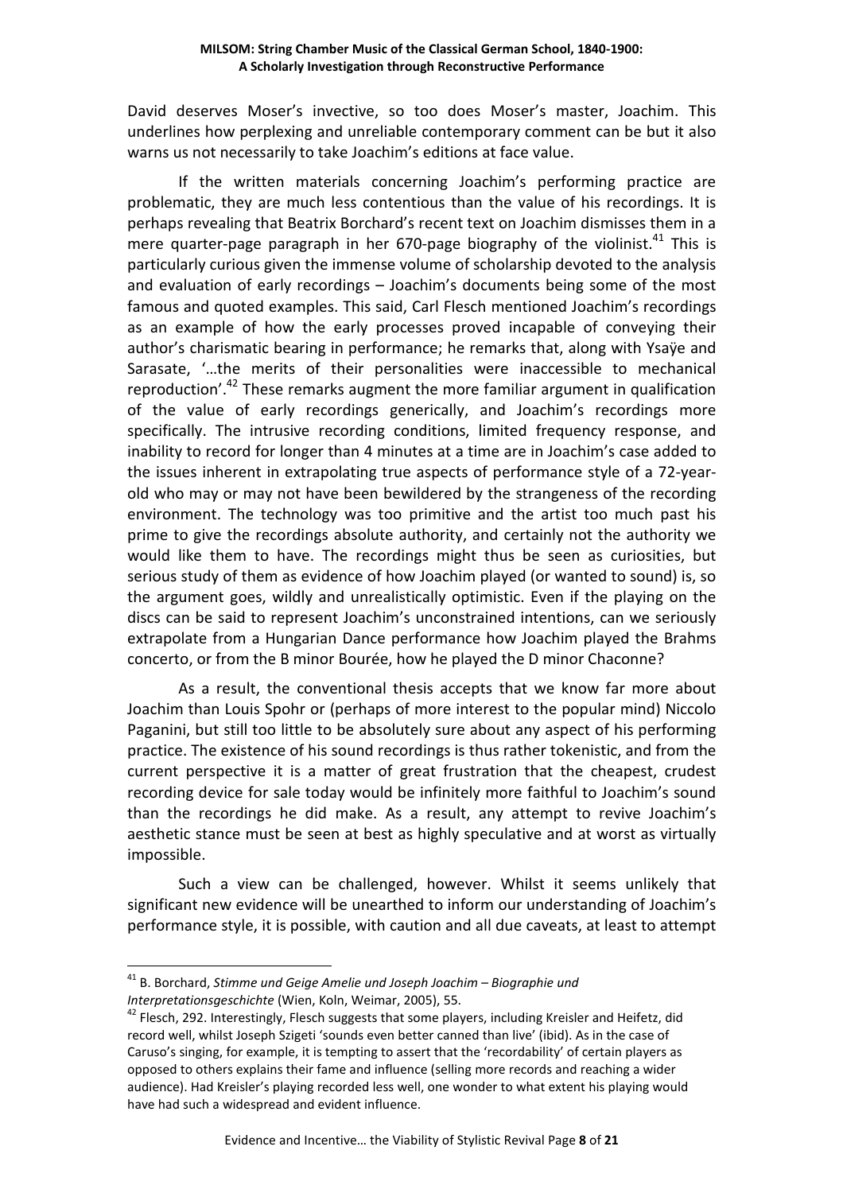David deserves Moser's invective, so too does Moser's master, Joachim. This underlines how perplexing and unreliable contemporary comment can be but it also warns us not necessarily to take Joachim's editions at face value.

If the written materials concerning Joachim's performing practice are problematic, they are much less contentious than the value of his recordings. It is perhaps revealing that Beatrix Borchard's recent text on Joachim dismisses them in a mere quarter-page paragraph in her 670-page biography of the violinist.[41] This is particularly curious given the immense volume of scholarship devoted to the analysis and evaluation of early recordings – Joachim's documents being some of the most famous and quoted examples. This said, Carl Flesch mentioned Joachim's recordings as an example of how the early processes proved incapable of conveying their author's charismatic bearing in performance; he remarks that, along with Ysaÿe and Sarasate, '…the merits of their personalities were inaccessible to mechanical reproduction'.[42] These remarks augment the more familiar argument in qualification of the value of early recordings generically, and Joachim's recordings more specifically. The intrusive recording conditions, limited frequency response, and inability to record for longer than 4 minutes at a time are in Joachim's case added to the issues inherent in extrapolating true aspects of performance style of a 72-year-old who may or may not have been bewildered by the strangeness of the recording environment. The technology was too primitive and the artist too much past his prime to give the recordings absolute authority, and certainly not the authority we would like them to have. The recordings might thus be seen as curiosities, but serious study of them as evidence of how Joachim played (or wanted to sound) is, so the argument goes, wildly and unrealistically optimistic. Even if the playing on the discs can be said to represent Joachim's unconstrained intentions, can we seriously extrapolate from a Hungarian Dance performance how Joachim played the Brahms concerto, or from the B minor Bourée, how he played the D minor Chaconne?

As a result, the conventional thesis accepts that we know far more about Joachim than Louis Spohr or (perhaps of more interest to the popular mind) Niccolo Paganini, but still too little to be absolutely sure about any aspect of his performing practice. The existence of his sound recordings is thus rather tokenistic, and from the current perspective it is a matter of great frustration that the cheapest, crudest recording device for sale today would be infinitely more faithful to Joachim's sound than the recordings he did make. As a result, any attempt to revive Joachim's aesthetic stance must be seen at best as highly speculative and at worst as virtually impossible.

Such a view can be challenged, however. Whilst it seems unlikely that significant new evidence will be unearthed to inform our understanding of Joachim's performance style, it is possible, with caution and all due caveats, at least to attempt

---

[41] B. Borchard, *Stimme und Geige Amelie und Joseph Joachim – Biographie und Interpretationsgeschichte* (Wien, Koln, Weimar, 2005), 55.

[42] Flesch, 292. Interestingly, Flesch suggests that some players, including Kreisler and Heifetz, did record well, whilst Joseph Szigeti 'sounds even better canned than live' (ibid). As in the case of Caruso's singing, for example, it is tempting to assert that the 'recordability' of certain players as opposed to others explains their fame and influence (selling more records and reaching a wider audience). Had Kreisler's playing recorded less well, one wonder to what extent his playing would have had such a widespread and evident influence.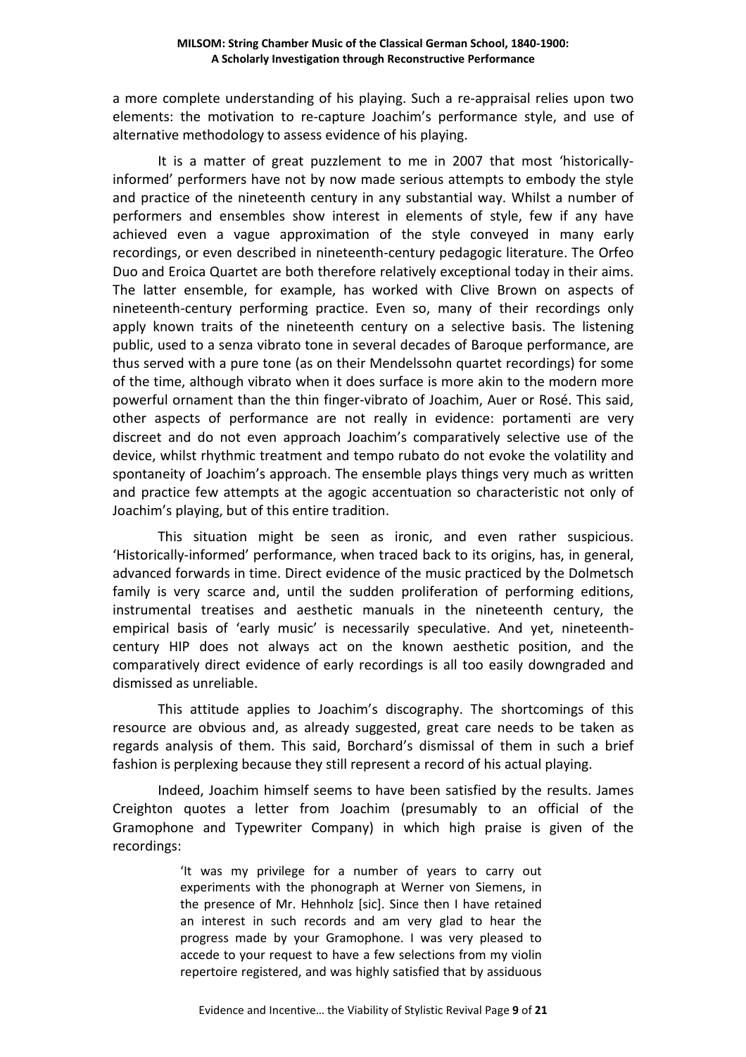a more complete understanding of his playing. Such a re-appraisal relies upon two elements: the motivation to re-capture Joachim's performance style, and use of alternative methodology to assess evidence of his playing.

It is a matter of great puzzlement to me in 2007 that most 'historically-informed' performers have not by now made serious attempts to embody the style and practice of the nineteenth century in any substantial way. Whilst a number of performers and ensembles show interest in elements of style, few if any have achieved even a vague approximation of the style conveyed in many early recordings, or even described in nineteenth-century pedagogic literature. The Orfeo Duo and Eroica Quartet are both therefore relatively exceptional today in their aims. The latter ensemble, for example, has worked with Clive Brown on aspects of nineteenth-century performing practice. Even so, many of their recordings only apply known traits of the nineteenth century on a selective basis. The listening public, used to a senza vibrato tone in several decades of Baroque performance, are thus served with a pure tone (as on their Mendelssohn quartet recordings) for some of the time, although vibrato when it does surface is more akin to the modern more powerful ornament than the thin finger-vibrato of Joachim, Auer or Rosé. This said, other aspects of performance are not really in evidence: portamenti are very discreet and do not even approach Joachim's comparatively selective use of the device, whilst rhythmic treatment and tempo rubato do not evoke the volatility and spontaneity of Joachim's approach. The ensemble plays things very much as written and practice few attempts at the agogic accentuation so characteristic not only of Joachim's playing, but of this entire tradition.

This situation might be seen as ironic, and even rather suspicious. 'Historically-informed' performance, when traced back to its origins, has, in general, advanced forwards in time. Direct evidence of the music practiced by the Dolmetsch family is very scarce and, until the sudden proliferation of performing editions, instrumental treatises and aesthetic manuals in the nineteenth century, the empirical basis of 'early music' is necessarily speculative. And yet, nineteenth-century HIP does not always act on the known aesthetic position, and the comparatively direct evidence of early recordings is all too easily downgraded and dismissed as unreliable.

This attitude applies to Joachim's discography. The shortcomings of this resource are obvious and, as already suggested, great care needs to be taken as regards analysis of them. This said, Borchard's dismissal of them in such a brief fashion is perplexing because they still represent a record of his actual playing.

Indeed, Joachim himself seems to have been satisfied by the results. James Creighton quotes a letter from Joachim (presumably to an official of the Gramophone and Typewriter Company) in which high praise is given of the recordings:

> 'It was my privilege for a number of years to carry out experiments with the phonograph at Werner von Siemens, in the presence of Mr. Hehnholz [sic]. Since then I have retained an interest in such records and am very glad to hear the progress made by your Gramophone. I was very pleased to accede to your request to have a few selections from my violin repertoire registered, and was highly satisfied that by assiduous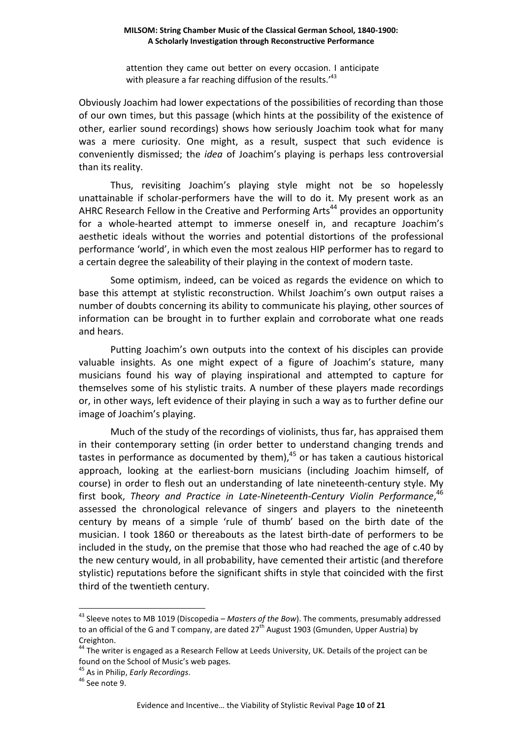> attention they came out better on every occasion. I anticipate with pleasure a far reaching diffusion of the results.'[43]

Obviously Joachim had lower expectations of the possibilities of recording than those of our own times, but this passage (which hints at the possibility of the existence of other, earlier sound recordings) shows how seriously Joachim took what for many was a mere curiosity. One might, as a result, suspect that such evidence is conveniently dismissed; the *idea* of Joachim's playing is perhaps less controversial than its reality.

Thus, revisiting Joachim's playing style might not be so hopelessly unattainable if scholar-performers have the will to do it. My present work as an AHRC Research Fellow in the Creative and Performing Arts[44] provides an opportunity for a whole-hearted attempt to immerse oneself in, and recapture Joachim's aesthetic ideals without the worries and potential distortions of the professional performance 'world', in which even the most zealous HIP performer has to regard to a certain degree the saleability of their playing in the context of modern taste.

Some optimism, indeed, can be voiced as regards the evidence on which to base this attempt at stylistic reconstruction. Whilst Joachim's own output raises a number of doubts concerning its ability to communicate his playing, other sources of information can be brought in to further explain and corroborate what one reads and hears.

Putting Joachim's own outputs into the context of his disciples can provide valuable insights. As one might expect of a figure of Joachim's stature, many musicians found his way of playing inspirational and attempted to capture for themselves some of his stylistic traits. A number of these players made recordings or, in other ways, left evidence of their playing in such a way as to further define our image of Joachim's playing.

Much of the study of the recordings of violinists, thus far, has appraised them in their contemporary setting (in order better to understand changing trends and tastes in performance as documented by them),[45] or has taken a cautious historical approach, looking at the earliest-born musicians (including Joachim himself, of course) in order to flesh out an understanding of late nineteenth-century style. My first book, *Theory and Practice in Late-Nineteenth-Century Violin Performance*,[46] assessed the chronological relevance of singers and players to the nineteenth century by means of a simple 'rule of thumb' based on the birth date of the musician. I took 1860 or thereabouts as the latest birth-date of performers to be included in the study, on the premise that those who had reached the age of c.40 by the new century would, in all probability, have cemented their artistic (and therefore stylistic) reputations before the significant shifts in style that coincided with the first third of the twentieth century.

---

[43] Sleeve notes to MB 1019 (Discopedia – *Masters of the Bow*). The comments, presumably addressed to an official of the G and T company, are dated 27th August 1903 (Gmunden, Upper Austria) by Creighton.

[44] The writer is engaged as a Research Fellow at Leeds University, UK. Details of the project can be found on the School of Music's web pages.

[45] As in Philip, *Early Recordings*.

[46] See note 9.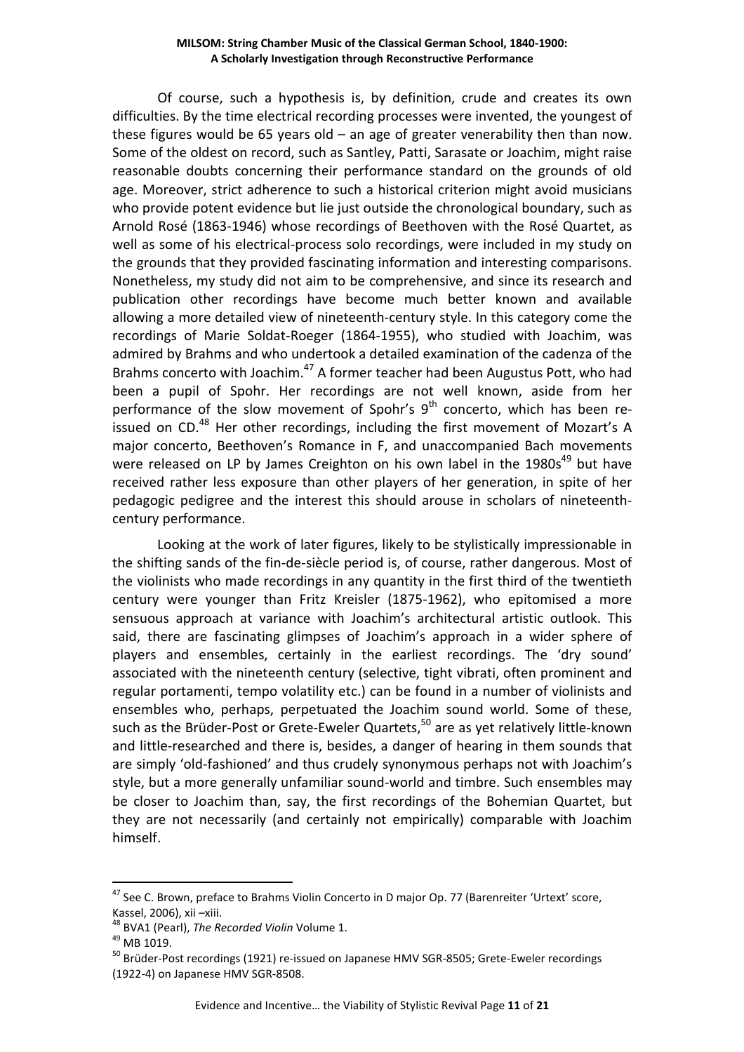Of course, such a hypothesis is, by definition, crude and creates its own difficulties. By the time electrical recording processes were invented, the youngest of these figures would be 65 years old – an age of greater venerability then than now. Some of the oldest on record, such as Santley, Patti, Sarasate or Joachim, might raise reasonable doubts concerning their performance standard on the grounds of old age. Moreover, strict adherence to such a historical criterion might avoid musicians who provide potent evidence but lie just outside the chronological boundary, such as Arnold Rosé (1863-1946) whose recordings of Beethoven with the Rosé Quartet, as well as some of his electrical-process solo recordings, were included in my study on the grounds that they provided fascinating information and interesting comparisons. Nonetheless, my study did not aim to be comprehensive, and since its research and publication other recordings have become much better known and available allowing a more detailed view of nineteenth-century style. In this category come the recordings of Marie Soldat-Roeger (1864-1955), who studied with Joachim, was admired by Brahms and who undertook a detailed examination of the cadenza of the Brahms concerto with Joachim.[47] A former teacher had been Augustus Pott, who had been a pupil of Spohr. Her recordings are not well known, aside from her performance of the slow movement of Spohr's 9th concerto, which has been re-issued on CD.[48] Her other recordings, including the first movement of Mozart's A major concerto, Beethoven's Romance in F, and unaccompanied Bach movements were released on LP by James Creighton on his own label in the 1980s[49] but have received rather less exposure than other players of her generation, in spite of her pedagogic pedigree and the interest this should arouse in scholars of nineteenth-century performance.

Looking at the work of later figures, likely to be stylistically impressionable in the shifting sands of the fin-de-siècle period is, of course, rather dangerous. Most of the violinists who made recordings in any quantity in the first third of the twentieth century were younger than Fritz Kreisler (1875-1962), who epitomised a more sensuous approach at variance with Joachim's architectural artistic outlook. This said, there are fascinating glimpses of Joachim's approach in a wider sphere of players and ensembles, certainly in the earliest recordings. The 'dry sound' associated with the nineteenth century (selective, tight vibrati, often prominent and regular portamenti, tempo volatility etc.) can be found in a number of violinists and ensembles who, perhaps, perpetuated the Joachim sound world. Some of these, such as the Brüder-Post or Grete-Eweler Quartets,[50] are as yet relatively little-known and little-researched and there is, besides, a danger of hearing in them sounds that are simply 'old-fashioned' and thus crudely synonymous perhaps not with Joachim's style, but a more generally unfamiliar sound-world and timbre. Such ensembles may be closer to Joachim than, say, the first recordings of the Bohemian Quartet, but they are not necessarily (and certainly not empirically) comparable with Joachim himself.

---

[47] See C. Brown, preface to Brahms Violin Concerto in D major Op. 77 (Barenreiter 'Urtext' score, Kassel, 2006), xii –xiii.

[48] BVA1 (Pearl), *The Recorded Violin* Volume 1.

[49] MB 1019.

[50] Brüder-Post recordings (1921) re-issued on Japanese HMV SGR-8505; Grete-Eweler recordings (1922-4) on Japanese HMV SGR-8508.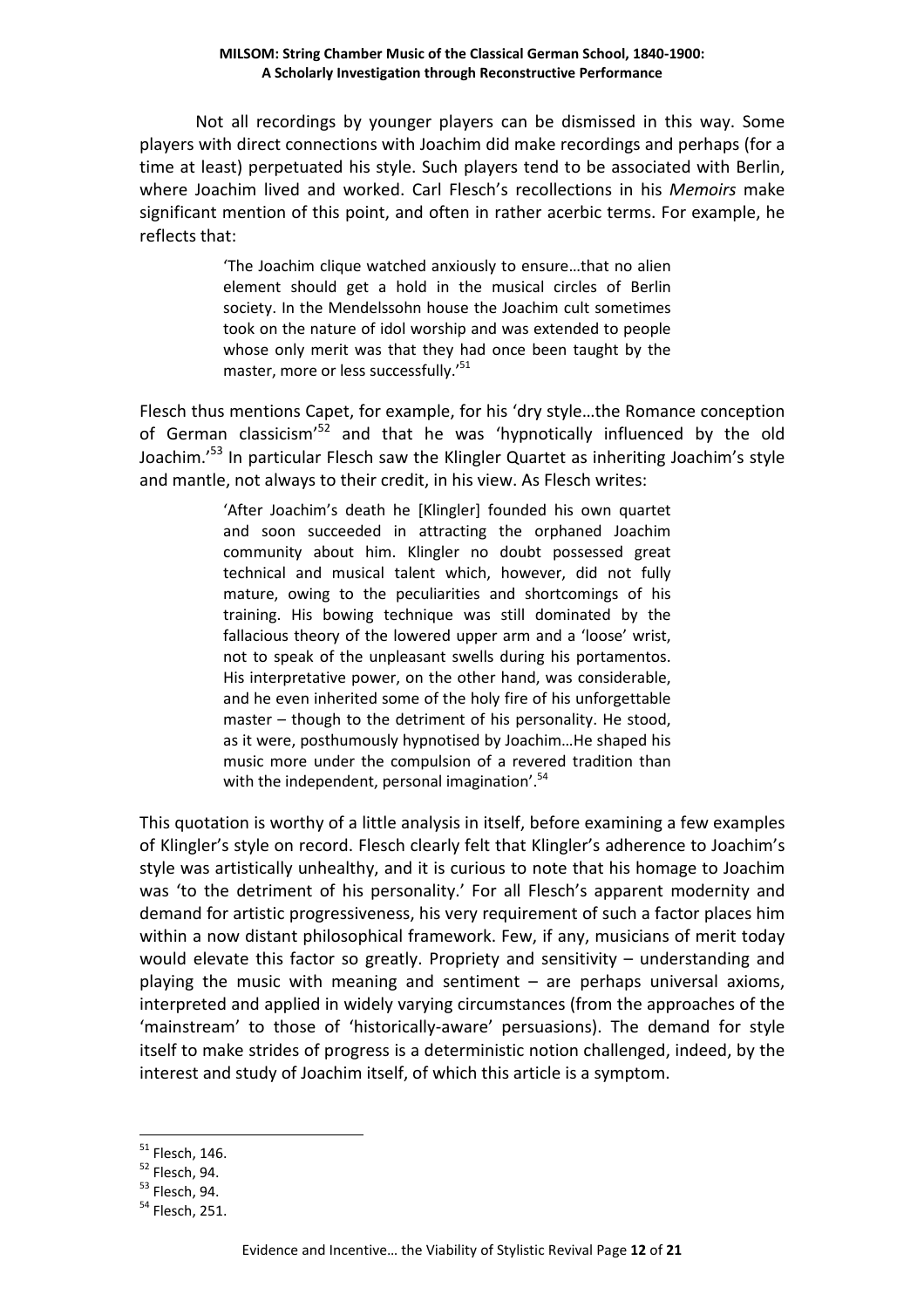Not all recordings by younger players can be dismissed in this way. Some players with direct connections with Joachim did make recordings and perhaps (for a time at least) perpetuated his style. Such players tend to be associated with Berlin, where Joachim lived and worked. Carl Flesch's recollections in his *Memoirs* make significant mention of this point, and often in rather acerbic terms. For example, he reflects that:

> 'The Joachim clique watched anxiously to ensure…that no alien element should get a hold in the musical circles of Berlin society. In the Mendelssohn house the Joachim cult sometimes took on the nature of idol worship and was extended to people whose only merit was that they had once been taught by the master, more or less successfully.'[51]

Flesch thus mentions Capet, for example, for his 'dry style…the Romance conception of German classicism'[52] and that he was 'hypnotically influenced by the old Joachim.'[53] In particular Flesch saw the Klingler Quartet as inheriting Joachim's style and mantle, not always to their credit, in his view. As Flesch writes:

> 'After Joachim's death he [Klingler] founded his own quartet and soon succeeded in attracting the orphaned Joachim community about him. Klingler no doubt possessed great technical and musical talent which, however, did not fully mature, owing to the peculiarities and shortcomings of his training. His bowing technique was still dominated by the fallacious theory of the lowered upper arm and a 'loose' wrist, not to speak of the unpleasant swells during his portamentos. His interpretative power, on the other hand, was considerable, and he even inherited some of the holy fire of his unforgettable master – though to the detriment of his personality. He stood, as it were, posthumously hypnotised by Joachim…He shaped his music more under the compulsion of a revered tradition than with the independent, personal imagination'.[54]

This quotation is worthy of a little analysis in itself, before examining a few examples of Klingler's style on record. Flesch clearly felt that Klingler's adherence to Joachim's style was artistically unhealthy, and it is curious to note that his homage to Joachim was 'to the detriment of his personality.' For all Flesch's apparent modernity and demand for artistic progressiveness, his very requirement of such a factor places him within a now distant philosophical framework. Few, if any, musicians of merit today would elevate this factor so greatly. Propriety and sensitivity – understanding and playing the music with meaning and sentiment – are perhaps universal axioms, interpreted and applied in widely varying circumstances (from the approaches of the 'mainstream' to those of 'historically-aware' persuasions). The demand for style itself to make strides of progress is a deterministic notion challenged, indeed, by the interest and study of Joachim itself, of which this article is a symptom.

[51] Flesch, 146.
[52] Flesch, 94.
[53] Flesch, 94.
[54] Flesch, 251.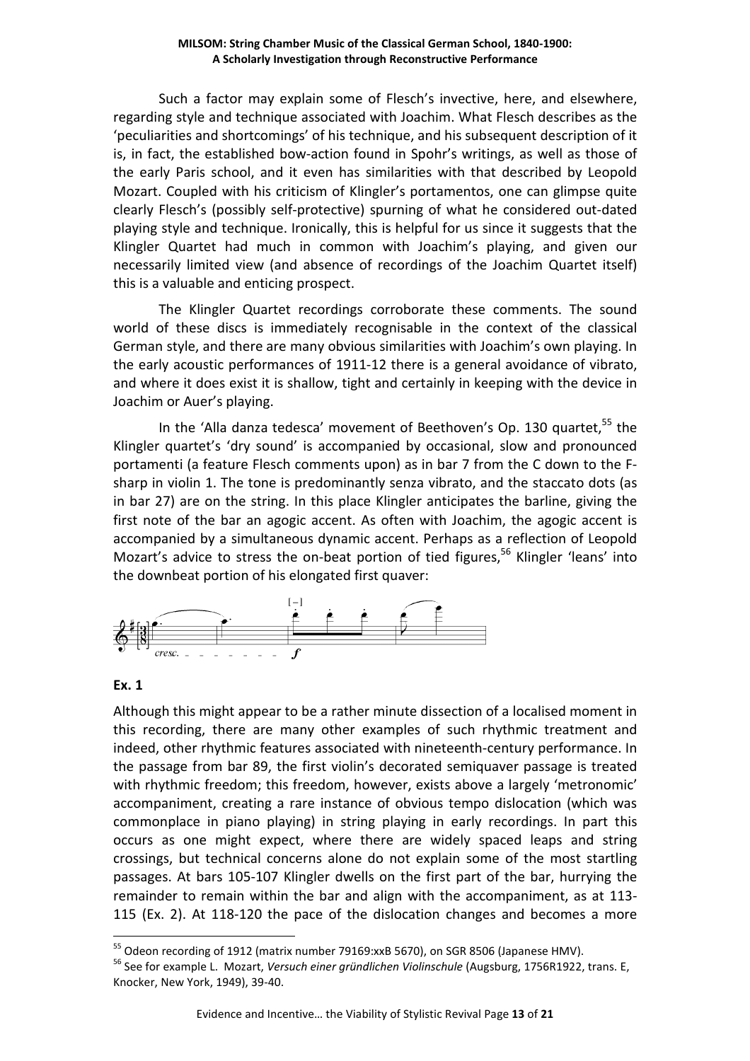Such a factor may explain some of Flesch's invective, here, and elsewhere, regarding style and technique associated with Joachim. What Flesch describes as the 'peculiarities and shortcomings' of his technique, and his subsequent description of it is, in fact, the established bow-action found in Spohr's writings, as well as those of the early Paris school, and it even has similarities with that described by Leopold Mozart. Coupled with his criticism of Klingler's portamentos, one can glimpse quite clearly Flesch's (possibly self-protective) spurning of what he considered out-dated playing style and technique. Ironically, this is helpful for us since it suggests that the Klingler Quartet had much in common with Joachim's playing, and given our necessarily limited view (and absence of recordings of the Joachim Quartet itself) this is a valuable and enticing prospect.

The Klingler Quartet recordings corroborate these comments. The sound world of these discs is immediately recognisable in the context of the classical German style, and there are many obvious similarities with Joachim's own playing. In the early acoustic performances of 1911-12 there is a general avoidance of vibrato, and where it does exist it is shallow, tight and certainly in keeping with the device in Joachim or Auer's playing.

In the 'Alla danza tedesca' movement of Beethoven's Op. 130 quartet,[55] the Klingler quartet's 'dry sound' is accompanied by occasional, slow and pronounced portamenti (a feature Flesch comments upon) as in bar 7 from the C down to the F-sharp in violin 1. The tone is predominantly senza vibrato, and the staccato dots (as in bar 27) are on the string. In this place Klingler anticipates the barline, giving the first note of the bar an agogic accent. As often with Joachim, the agogic accent is accompanied by a simultaneous dynamic accent. Perhaps as a reflection of Leopold Mozart's advice to stress the on-beat portion of tied figures,[56] Klingler 'leans' into the downbeat portion of his elongated first quaver:

**Ex. 1**

Although this might appear to be a rather minute dissection of a localised moment in this recording, there are many other examples of such rhythmic treatment and indeed, other rhythmic features associated with nineteenth-century performance. In the passage from bar 89, the first violin's decorated semiquaver passage is treated with rhythmic freedom; this freedom, however, exists above a largely 'metronomic' accompaniment, creating a rare instance of obvious tempo dislocation (which was commonplace in piano playing) in string playing in early recordings. In part this occurs as one might expect, where there are widely spaced leaps and string crossings, but technical concerns alone do not explain some of the most startling passages. At bars 105-107 Klingler dwells on the first part of the bar, hurrying the remainder to remain within the bar and align with the accompaniment, as at 113-115 (Ex. 2). At 118-120 the pace of the dislocation changes and becomes a more

[55] Odeon recording of 1912 (matrix number 79169:xxB 5670), on SGR 8506 (Japanese HMV).

[56] See for example L. Mozart, *Versuch einer gründlichen Violinschule* (Augsburg, 1756R1922, trans. E, Knocker, New York, 1949), 39-40.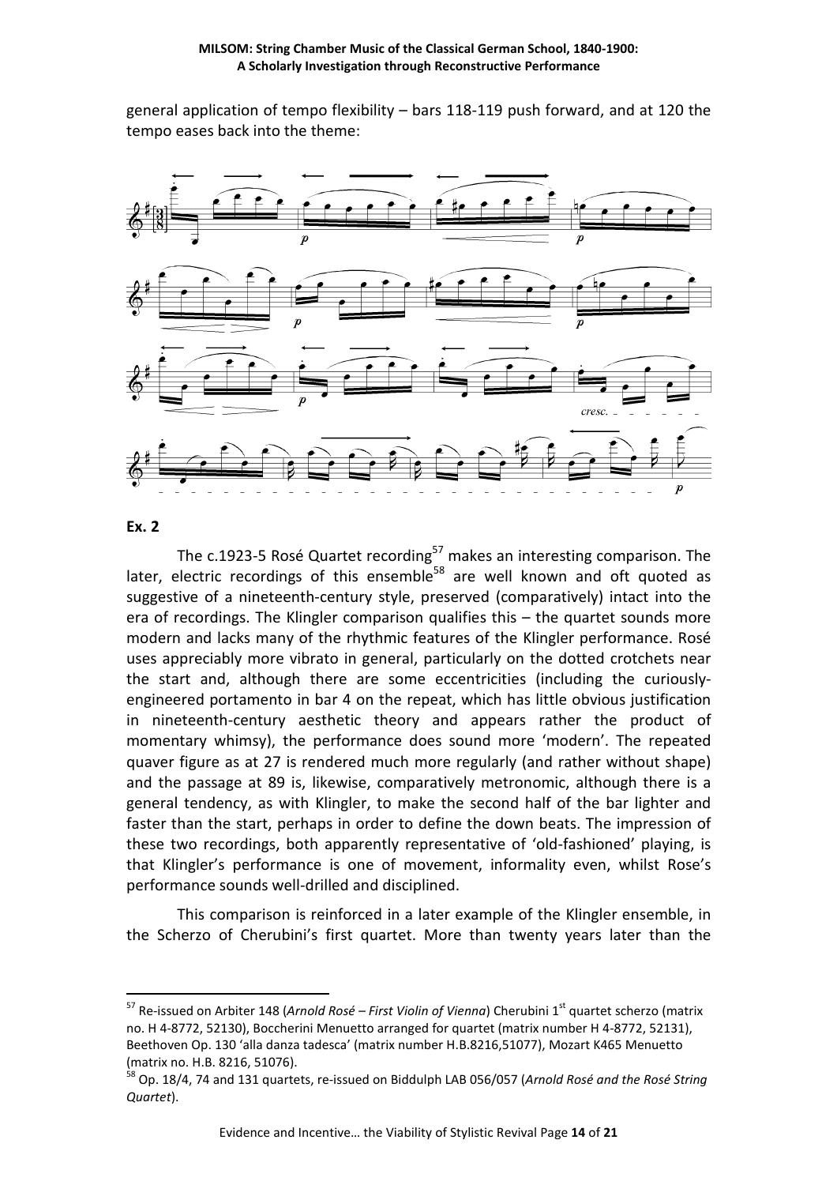general application of tempo flexibility – bars 118-119 push forward, and at 120 the tempo eases back into the theme:

**Ex. 2**

The c.1923-5 Rosé Quartet recording[57] makes an interesting comparison. The later, electric recordings of this ensemble[58] are well known and oft quoted as suggestive of a nineteenth-century style, preserved (comparatively) intact into the era of recordings. The Klingler comparison qualifies this – the quartet sounds more modern and lacks many of the rhythmic features of the Klingler performance. Rosé uses appreciably more vibrato in general, particularly on the dotted crotchets near the start and, although there are some eccentricities (including the curiously-engineered portamento in bar 4 on the repeat, which has little obvious justification in nineteenth-century aesthetic theory and appears rather the product of momentary whimsy), the performance does sound more 'modern'. The repeated quaver figure as at 27 is rendered much more regularly (and rather without shape) and the passage at 89 is, likewise, comparatively metronomic, although there is a general tendency, as with Klingler, to make the second half of the bar lighter and faster than the start, perhaps in order to define the down beats. The impression of these two recordings, both apparently representative of 'old-fashioned' playing, is that Klingler's performance is one of movement, informality even, whilst Rose's performance sounds well-drilled and disciplined.

This comparison is reinforced in a later example of the Klingler ensemble, in the Scherzo of Cherubini's first quartet. More than twenty years later than the

---

[57] Re-issued on Arbiter 148 (*Arnold Rosé – First Violin of Vienna*) Cherubini 1st quartet scherzo (matrix no. H 4-8772, 52130), Boccherini Menuetto arranged for quartet (matrix number H 4-8772, 52131), Beethoven Op. 130 'alla danza tadesca' (matrix number H.B.8216,51077), Mozart K465 Menuetto (matrix no. H.B. 8216, 51076).

[58] Op. 18/4, 74 and 131 quartets, re-issued on Biddulph LAB 056/057 (*Arnold Rosé and the Rosé String Quartet*).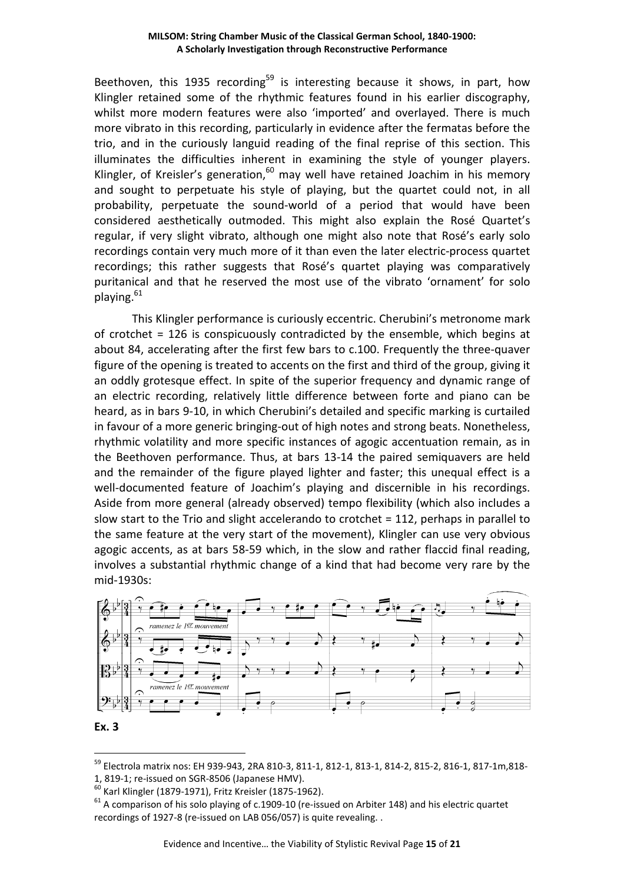Beethoven, this 1935 recording[59] is interesting because it shows, in part, how Klingler retained some of the rhythmic features found in his earlier discography, whilst more modern features were also 'imported' and overlayed. There is much more vibrato in this recording, particularly in evidence after the fermatas before the trio, and in the curiously languid reading of the final reprise of this section. This illuminates the difficulties inherent in examining the style of younger players. Klingler, of Kreisler's generation,[60] may well have retained Joachim in his memory and sought to perpetuate his style of playing, but the quartet could not, in all probability, perpetuate the sound-world of a period that would have been considered aesthetically outmoded. This might also explain the Rosé Quartet's regular, if very slight vibrato, although one might also note that Rosé's early solo recordings contain very much more of it than even the later electric-process quartet recordings; this rather suggests that Rosé's quartet playing was comparatively puritanical and that he reserved the most use of the vibrato 'ornament' for solo playing.[61]

This Klingler performance is curiously eccentric. Cherubini's metronome mark of crotchet = 126 is conspicuously contradicted by the ensemble, which begins at about 84, accelerating after the first few bars to c.100. Frequently the three-quaver figure of the opening is treated to accents on the first and third of the group, giving it an oddly grotesque effect. In spite of the superior frequency and dynamic range of an electric recording, relatively little difference between forte and piano can be heard, as in bars 9-10, in which Cherubini's detailed and specific marking is curtailed in favour of a more generic bringing-out of high notes and strong beats. Nonetheless, rhythmic volatility and more specific instances of agogic accentuation remain, as in the Beethoven performance. Thus, at bars 13-14 the paired semiquavers are held and the remainder of the figure played lighter and faster; this unequal effect is a well-documented feature of Joachim's playing and discernible in his recordings. Aside from more general (already observed) tempo flexibility (which also includes a slow start to the Trio and slight accelerando to crotchet = 112, perhaps in parallel to the same feature at the very start of the movement), Klingler can use very obvious agogic accents, as at bars 58-59 which, in the slow and rather flaccid final reading, involves a substantial rhythmic change of a kind that had become very rare by the mid-1930s:

**Ex. 3**

---

[59] Electrola matrix nos: EH 939-943, 2RA 810-3, 811-1, 812-1, 813-1, 814-2, 815-2, 816-1, 817-1m,818-1, 819-1; re-issued on SGR-8506 (Japanese HMV).

[60] Karl Klingler (1879-1971), Fritz Kreisler (1875-1962).

[61] A comparison of his solo playing of c.1909-10 (re-issued on Arbiter 148) and his electric quartet recordings of 1927-8 (re-issued on LAB 056/057) is quite revealing. .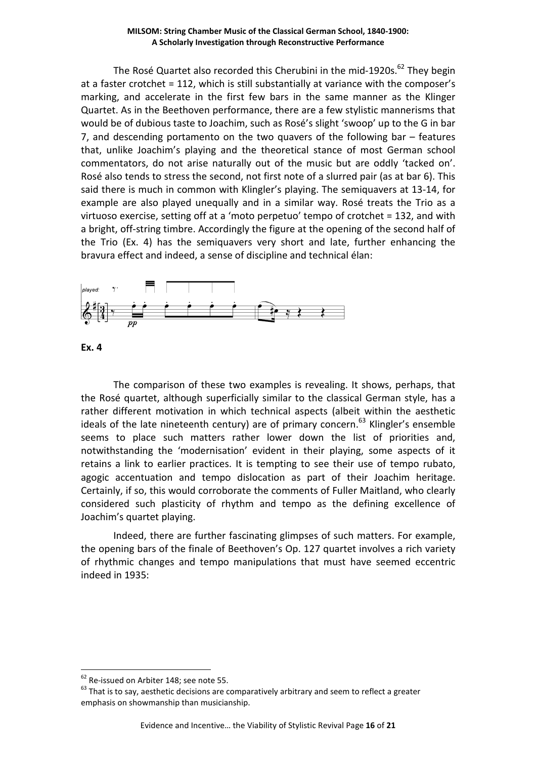The Rosé Quartet also recorded this Cherubini in the mid-1920s.[62] They begin at a faster crotchet = 112, which is still substantially at variance with the composer's marking, and accelerate in the first few bars in the same manner as the Klinger Quartet. As in the Beethoven performance, there are a few stylistic mannerisms that would be of dubious taste to Joachim, such as Rosé's slight 'swoop' up to the G in bar 7, and descending portamento on the two quavers of the following bar – features that, unlike Joachim's playing and the theoretical stance of most German school commentators, do not arise naturally out of the music but are oddly 'tacked on'. Rosé also tends to stress the second, not first note of a slurred pair (as at bar 6). This said there is much in common with Klingler's playing. The semiquavers at 13-14, for example are also played unequally and in a similar way. Rosé treats the Trio as a virtuoso exercise, setting off at a 'moto perpetuo' tempo of crotchet = 132, and with a bright, off-string timbre. Accordingly the figure at the opening of the second half of the Trio (Ex. 4) has the semiquavers very short and late, further enhancing the bravura effect and indeed, a sense of discipline and technical élan:

**Ex. 4**

The comparison of these two examples is revealing. It shows, perhaps, that the Rosé quartet, although superficially similar to the classical German style, has a rather different motivation in which technical aspects (albeit within the aesthetic ideals of the late nineteenth century) are of primary concern.[63] Klingler's ensemble seems to place such matters rather lower down the list of priorities and, notwithstanding the 'modernisation' evident in their playing, some aspects of it retains a link to earlier practices. It is tempting to see their use of tempo rubato, agogic accentuation and tempo dislocation as part of their Joachim heritage. Certainly, if so, this would corroborate the comments of Fuller Maitland, who clearly considered such plasticity of rhythm and tempo as the defining excellence of Joachim's quartet playing.

Indeed, there are further fascinating glimpses of such matters. For example, the opening bars of the finale of Beethoven's Op. 127 quartet involves a rich variety of rhythmic changes and tempo manipulations that must have seemed eccentric indeed in 1935:

---

[62] Re-issued on Arbiter 148; see note 55.

[63] That is to say, aesthetic decisions are comparatively arbitrary and seem to reflect a greater emphasis on showmanship than musicianship.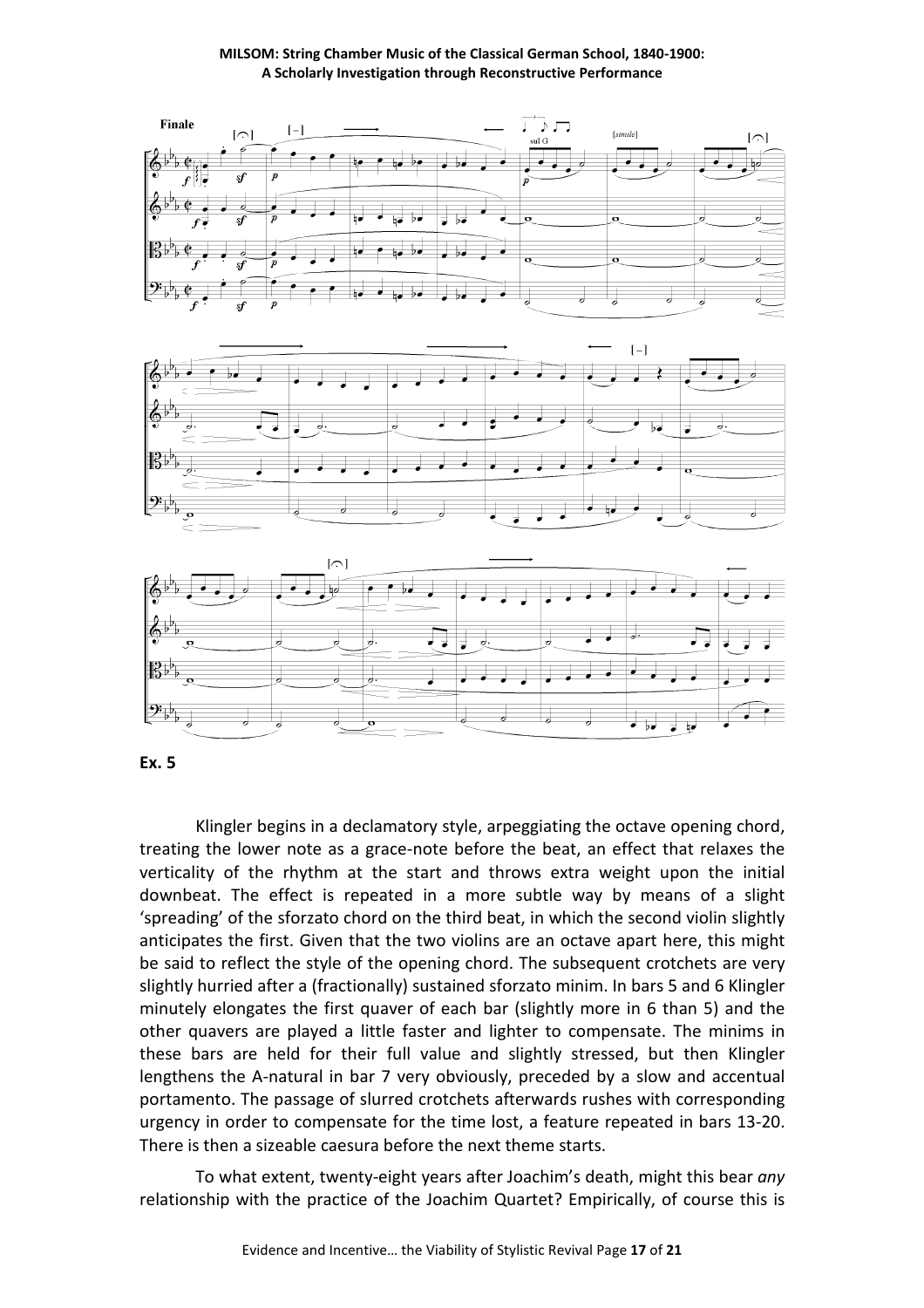**Ex. 5**

Klingler begins in a declamatory style, arpeggiating the octave opening chord, treating the lower note as a grace-note before the beat, an effect that relaxes the verticality of the rhythm at the start and throws extra weight upon the initial downbeat. The effect is repeated in a more subtle way by means of a slight 'spreading' of the sforzato chord on the third beat, in which the second violin slightly anticipates the first. Given that the two violins are an octave apart here, this might be said to reflect the style of the opening chord. The subsequent crotchets are very slightly hurried after a (fractionally) sustained sforzato minim. In bars 5 and 6 Klingler minutely elongates the first quaver of each bar (slightly more in 6 than 5) and the other quavers are played a little faster and lighter to compensate. The minims in these bars are held for their full value and slightly stressed, but then Klingler lengthens the A-natural in bar 7 very obviously, preceded by a slow and accentual portamento. The passage of slurred crotchets afterwards rushes with corresponding urgency in order to compensate for the time lost, a feature repeated in bars 13-20. There is then a sizeable caesura before the next theme starts.

To what extent, twenty-eight years after Joachim's death, might this bear *any* relationship with the practice of the Joachim Quartet? Empirically, of course this is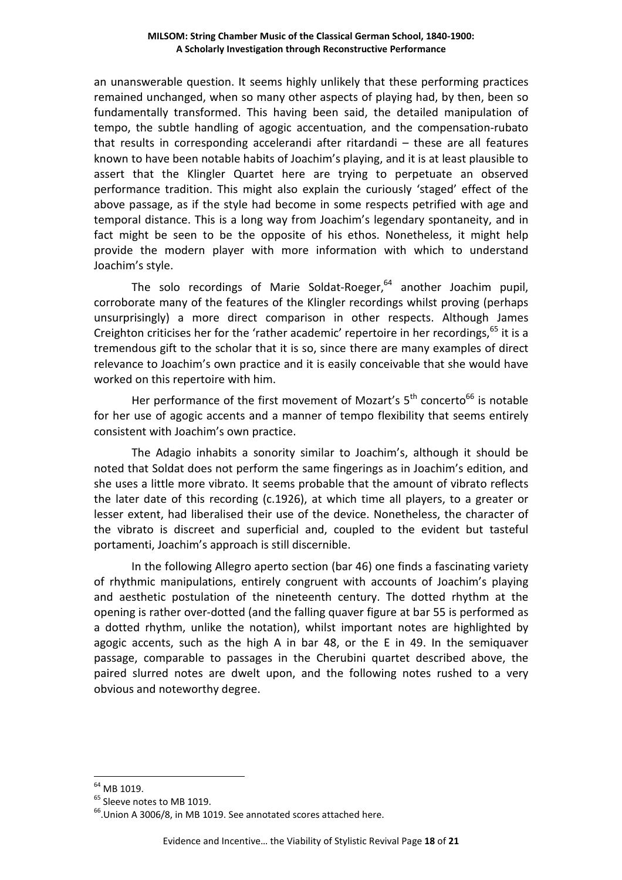an unanswerable question. It seems highly unlikely that these performing practices remained unchanged, when so many other aspects of playing had, by then, been so fundamentally transformed. This having been said, the detailed manipulation of tempo, the subtle handling of agogic accentuation, and the compensation-rubato that results in corresponding accelerandi after ritardandi – these are all features known to have been notable habits of Joachim's playing, and it is at least plausible to assert that the Klingler Quartet here are trying to perpetuate an observed performance tradition. This might also explain the curiously 'staged' effect of the above passage, as if the style had become in some respects petrified with age and temporal distance. This is a long way from Joachim's legendary spontaneity, and in fact might be seen to be the opposite of his ethos. Nonetheless, it might help provide the modern player with more information with which to understand Joachim's style.

The solo recordings of Marie Soldat-Roeger,[64] another Joachim pupil, corroborate many of the features of the Klingler recordings whilst proving (perhaps unsurprisingly) a more direct comparison in other respects. Although James Creighton criticises her for the 'rather academic' repertoire in her recordings,[65] it is a tremendous gift to the scholar that it is so, since there are many examples of direct relevance to Joachim's own practice and it is easily conceivable that she would have worked on this repertoire with him.

Her performance of the first movement of Mozart's 5th concerto[66] is notable for her use of agogic accents and a manner of tempo flexibility that seems entirely consistent with Joachim's own practice.

The Adagio inhabits a sonority similar to Joachim's, although it should be noted that Soldat does not perform the same fingerings as in Joachim's edition, and she uses a little more vibrato. It seems probable that the amount of vibrato reflects the later date of this recording (c.1926), at which time all players, to a greater or lesser extent, had liberalised their use of the device. Nonetheless, the character of the vibrato is discreet and superficial and, coupled to the evident but tasteful portamenti, Joachim's approach is still discernible.

In the following Allegro aperto section (bar 46) one finds a fascinating variety of rhythmic manipulations, entirely congruent with accounts of Joachim's playing and aesthetic postulation of the nineteenth century. The dotted rhythm at the opening is rather over-dotted (and the falling quaver figure at bar 55 is performed as a dotted rhythm, unlike the notation), whilst important notes are highlighted by agogic accents, such as the high A in bar 48, or the E in 49. In the semiquaver passage, comparable to passages in the Cherubini quartet described above, the paired slurred notes are dwelt upon, and the following notes rushed to a very obvious and noteworthy degree.

---

[64] MB 1019.

[65] Sleeve notes to MB 1019.

[66] .Union A 3006/8, in MB 1019. See annotated scores attached here.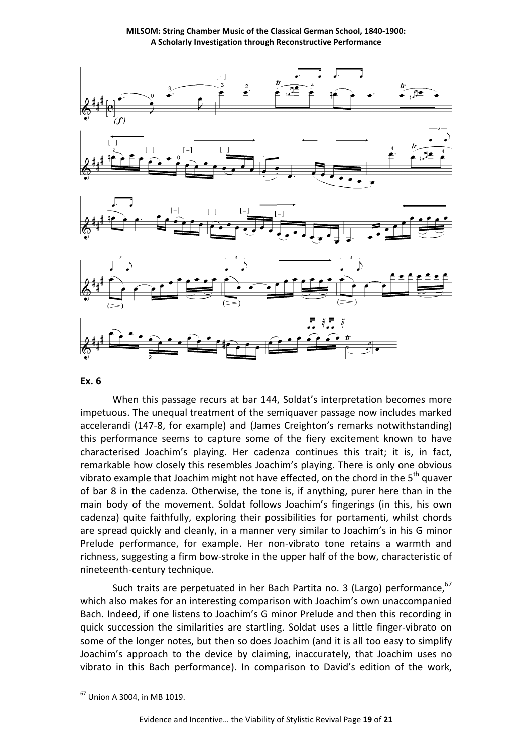**Ex. 6**

When this passage recurs at bar 144, Soldat's interpretation becomes more impetuous. The unequal treatment of the semiquaver passage now includes marked accelerandi (147-8, for example) and (James Creighton's remarks notwithstanding) this performance seems to capture some of the fiery excitement known to have characterised Joachim's playing. Her cadenza continues this trait; it is, in fact, remarkable how closely this resembles Joachim's playing. There is only one obvious vibrato example that Joachim might not have effected, on the chord in the 5th quaver of bar 8 in the cadenza. Otherwise, the tone is, if anything, purer here than in the main body of the movement. Soldat follows Joachim's fingerings (in this, his own cadenza) quite faithfully, exploring their possibilities for portamenti, whilst chords are spread quickly and cleanly, in a manner very similar to Joachim's in his G minor Prelude performance, for example. Her non-vibrato tone retains a warmth and richness, suggesting a firm bow-stroke in the upper half of the bow, characteristic of nineteenth-century technique.

Such traits are perpetuated in her Bach Partita no. 3 (Largo) performance,[67] which also makes for an interesting comparison with Joachim's own unaccompanied Bach. Indeed, if one listens to Joachim's G minor Prelude and then this recording in quick succession the similarities are startling. Soldat uses a little finger-vibrato on some of the longer notes, but then so does Joachim (and it is all too easy to simplify Joachim's approach to the device by claiming, inaccurately, that Joachim uses no vibrato in this Bach performance). In comparison to David's edition of the work,

[67] Union A 3004, in MB 1019.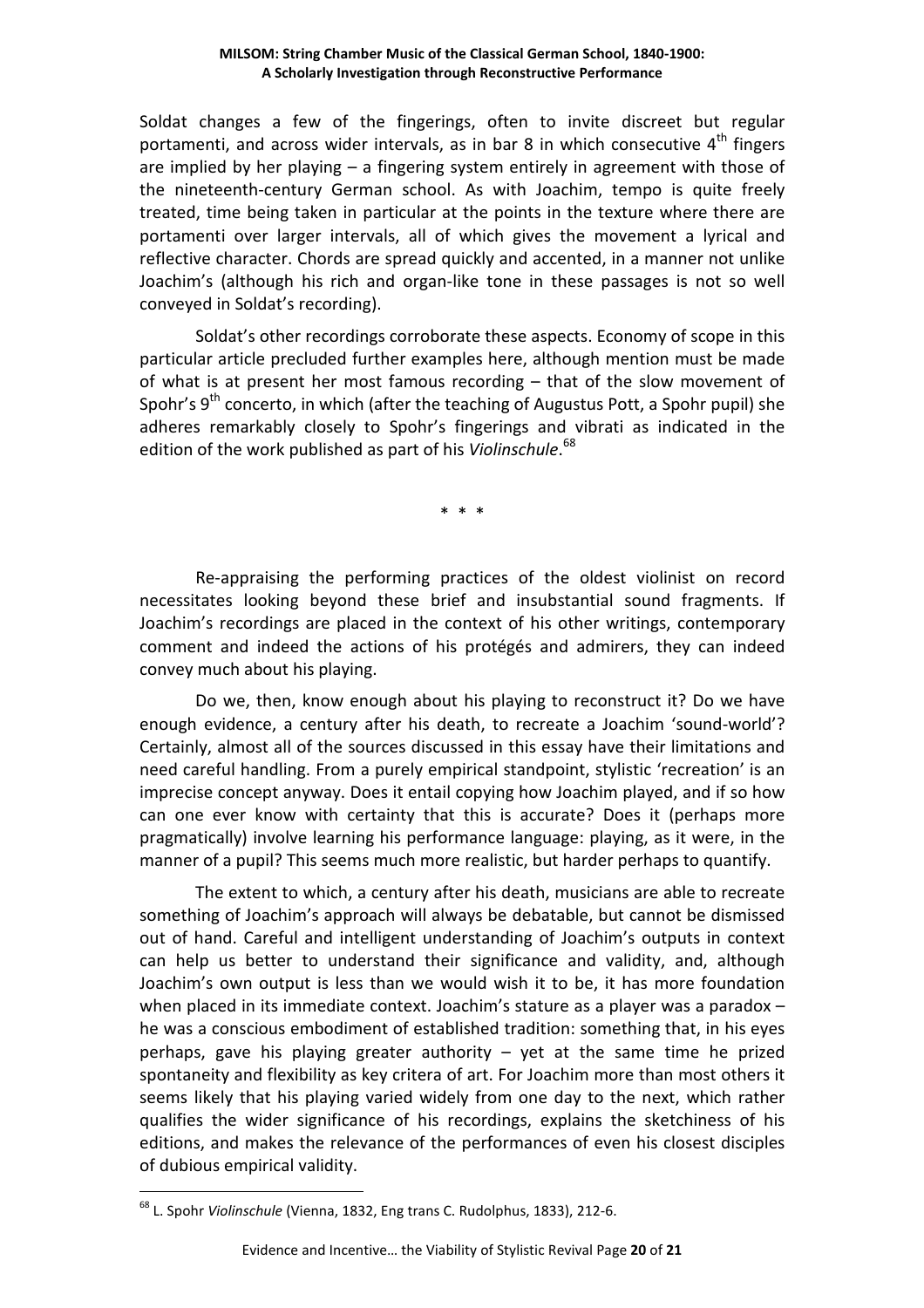Soldat changes a few of the fingerings, often to invite discreet but regular portamenti, and across wider intervals, as in bar 8 in which consecutive 4th fingers are implied by her playing – a fingering system entirely in agreement with those of the nineteenth-century German school. As with Joachim, tempo is quite freely treated, time being taken in particular at the points in the texture where there are portamenti over larger intervals, all of which gives the movement a lyrical and reflective character. Chords are spread quickly and accented, in a manner not unlike Joachim's (although his rich and organ-like tone in these passages is not so well conveyed in Soldat's recording).

Soldat's other recordings corroborate these aspects. Economy of scope in this particular article precluded further examples here, although mention must be made of what is at present her most famous recording – that of the slow movement of Spohr's 9th concerto, in which (after the teaching of Augustus Pott, a Spohr pupil) she adheres remarkably closely to Spohr's fingerings and vibrati as indicated in the edition of the work published as part of his *Violinschule*.[68]

\* \* \*

Re-appraising the performing practices of the oldest violinist on record necessitates looking beyond these brief and insubstantial sound fragments. If Joachim's recordings are placed in the context of his other writings, contemporary comment and indeed the actions of his protégés and admirers, they can indeed convey much about his playing.

Do we, then, know enough about his playing to reconstruct it? Do we have enough evidence, a century after his death, to recreate a Joachim 'sound-world'? Certainly, almost all of the sources discussed in this essay have their limitations and need careful handling. From a purely empirical standpoint, stylistic 'recreation' is an imprecise concept anyway. Does it entail copying how Joachim played, and if so how can one ever know with certainty that this is accurate? Does it (perhaps more pragmatically) involve learning his performance language: playing, as it were, in the manner of a pupil? This seems much more realistic, but harder perhaps to quantify.

The extent to which, a century after his death, musicians are able to recreate something of Joachim's approach will always be debatable, but cannot be dismissed out of hand. Careful and intelligent understanding of Joachim's outputs in context can help us better to understand their significance and validity, and, although Joachim's own output is less than we would wish it to be, it has more foundation when placed in its immediate context. Joachim's stature as a player was a paradox – he was a conscious embodiment of established tradition: something that, in his eyes perhaps, gave his playing greater authority – yet at the same time he prized spontaneity and flexibility as key critera of art. For Joachim more than most others it seems likely that his playing varied widely from one day to the next, which rather qualifies the wider significance of his recordings, explains the sketchiness of his editions, and makes the relevance of the performances of even his closest disciples of dubious empirical validity.

[68] L. Spohr *Violinschule* (Vienna, 1832, Eng trans C. Rudolphus, 1833), 212-6.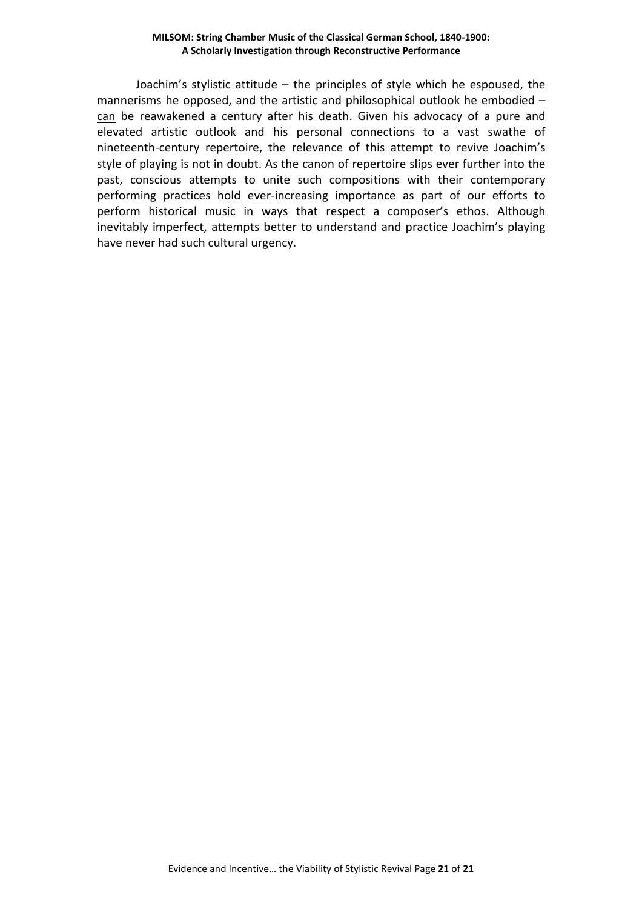Joachim's stylistic attitude – the principles of style which he espoused, the mannerisms he opposed, and the artistic and philosophical outlook he embodied – <u>can</u> be reawakened a century after his death. Given his advocacy of a pure and elevated artistic outlook and his personal connections to a vast swathe of nineteenth-century repertoire, the relevance of this attempt to revive Joachim's style of playing is not in doubt. As the canon of repertoire slips ever further into the past, conscious attempts to unite such compositions with their contemporary performing practices hold ever-increasing importance as part of our efforts to perform historical music in ways that respect a composer's ethos. Although inevitably imperfect, attempts better to understand and practice Joachim's playing have never had such cultural urgency.